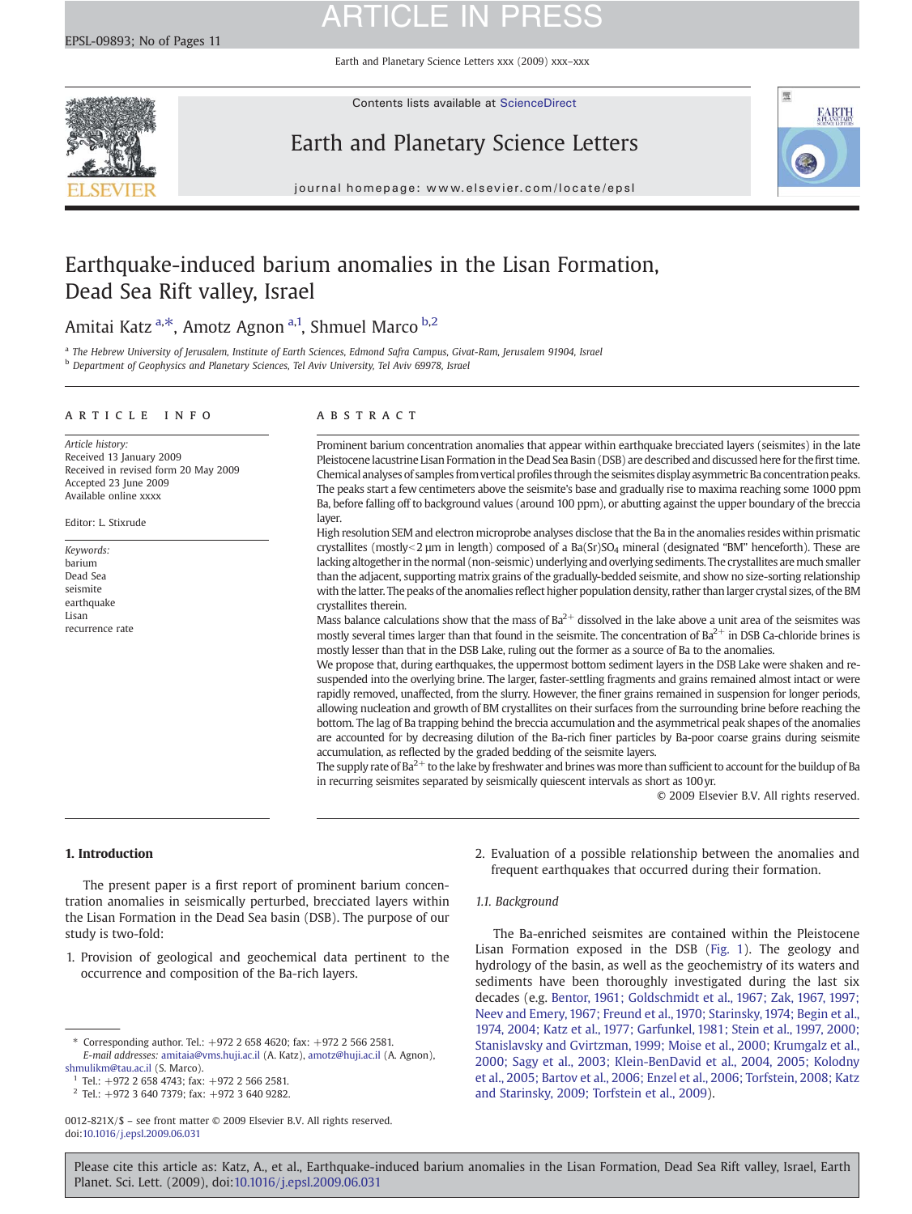# Earthquake-induced barium anomalies in the Lisan Formation, Dead Sea Rift valley, Israel

Amitai Katz [a,*], Amotz Agnon [a,1], Shmuel Marco [b,2]

[a] The Hebrew University of Jerusalem, Institute of Earth Sciences, Edmond Safra Campus, Givat-Ram, Jerusalem 91904, Israel

[b] Department of Geophysics and Planetary Sciences, Tel Aviv University, Tel Aviv 69978, Israel

## ARTICLE INFO

*Article history:*
Received 13 January 2009
Received in revised form 20 May 2009
Accepted 23 June 2009
Available online xxxx

Editor: L. Stixrude

*Keywords:*
barium
Dead Sea
seismite
earthquake
Lisan
recurrence rate

## ABSTRACT

Prominent barium concentration anomalies that appear within earthquake brecciated layers (seismites) in the late Pleistocene lacustrine Lisan Formation in the Dead Sea Basin (DSB) are described and discussed here for the first time. Chemical analyses of samples from vertical profiles through the seismites display asymmetric Ba concentration peaks. The peaks start a few centimeters above the seismite's base and gradually rise to maxima reaching some 1000 ppm Ba, before falling off to background values (around 100 ppm), or abutting against the upper boundary of the breccia layer.

High resolution SEM and electron microprobe analyses disclose that the Ba in the anomalies resides within prismatic crystallites (mostly < 2 µm in length) composed of a $Ba(Sr)SO_4$ mineral (designated "BM" henceforth). These are lacking altogether in the normal (non-seismic) underlying and overlying sediments. The crystallites are much smaller than the adjacent, supporting matrix grains of the gradually-bedded seismite, and show no size-sorting relationship with the latter. The peaks of the anomalies reflect higher population density, rather than larger crystal sizes, of the BM crystallites therein.

Mass balance calculations show that the mass of $Ba^{2+}$ dissolved in the lake above a unit area of the seismites was mostly several times larger than that found in the seismite. The concentration of $Ba^{2+}$ in DSB Ca-chloride brines is mostly lesser than that in the DSB Lake, ruling out the former as a source of Ba to the anomalies.

We propose that, during earthquakes, the uppermost bottom sediment layers in the DSB Lake were shaken and re-suspended into the overlying brine. The larger, faster-settling fragments and grains remained almost intact or were rapidly removed, unaffected, from the slurry. However, the finer grains remained in suspension for longer periods, allowing nucleation and growth of BM crystallites on their surfaces from the surrounding brine before reaching the bottom. The lag of Ba trapping behind the breccia accumulation and the asymmetrical peak shapes of the anomalies are accounted for by decreasing dilution of the Ba-rich finer particles by Ba-poor coarse grains during seismite accumulation, as reflected by the graded bedding of the seismite layers.

The supply rate of $Ba^{2+}$ to the lake by freshwater and brines was more than sufficient to account for the buildup of Ba in recurring seismites separated by seismically quiescent intervals as short as 100 yr.

© 2009 Elsevier B.V. All rights reserved.

## 1. Introduction

The present paper is a first report of prominent barium concentration anomalies in seismically perturbed, brecciated layers within the Lisan Formation in the Dead Sea basin (DSB). The purpose of our study is two-fold:

1. Provision of geological and geochemical data pertinent to the occurrence and composition of the Ba-rich layers.
2. Evaluation of a possible relationship between the anomalies and frequent earthquakes that occurred during their formation.

### 1.1. Background

The Ba-enriched seismites are contained within the Pleistocene Lisan Formation exposed in the DSB (Fig. 1). The geology and hydrology of the basin, as well as the geochemistry of its waters and sediments have been thoroughly investigated during the last six decades (e.g. Bentor, 1961; Goldschmidt et al., 1967; Zak, 1967, 1997; Neev and Emery, 1967; Freund et al., 1970; Starinsky, 1974; Begin et al., 1974, 2004; Katz et al., 1977; Garfunkel, 1981; Stein et al., 1997, 2000; Stanislavsky and Gvirtzman, 1999; Moise et al., 2000; Krumgalz et al., 2000; Sagy et al., 2003; Klein-BenDavid et al., 2004, 2005; Kolodny et al., 2005; Bartov et al., 2006; Enzel et al., 2006; Torfstein, 2008; Katz and Starinsky, 2009; Torfstein et al., 2009).

* Corresponding author. Tel.: +972 2 658 4620; fax: +972 2 566 2581.
*E-mail addresses:* amitaia@vms.huji.ac.il (A. Katz), amotz@huji.ac.il (A. Agnon), shmulikm@tau.ac.il (S. Marco).

[1] Tel.: +972 2 658 4743; fax: +972 2 566 2581.

[2] Tel.: +972 3 640 7379; fax: +972 3 640 9282.

0012-821X/$ – see front matter © 2009 Elsevier B.V. All rights reserved.
doi:10.1016/j.epsl.2009.06.031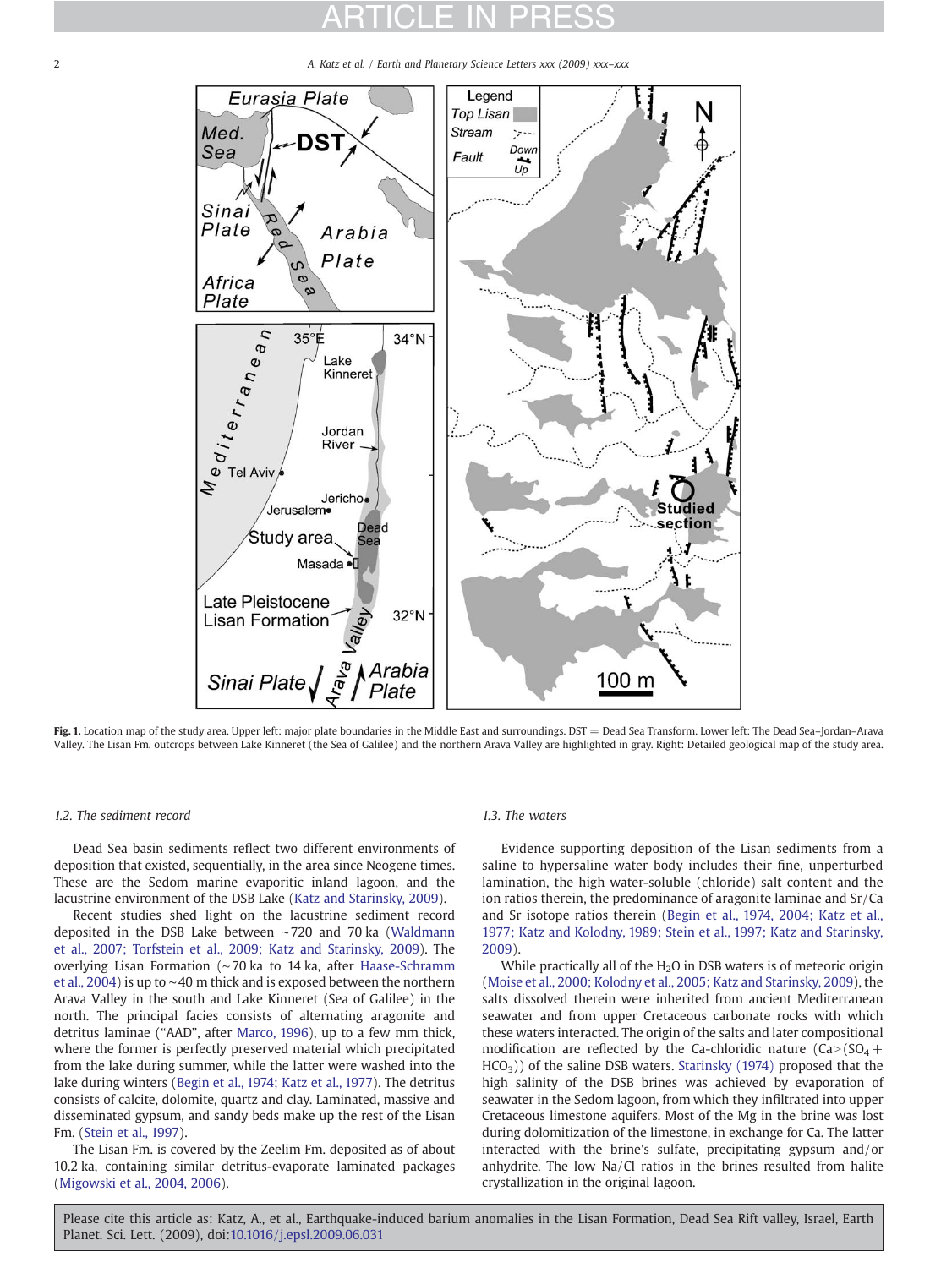Fig. 1. Location map of the study area. Upper left: major plate boundaries in the Middle East and surroundings. DST = Dead Sea Transform. Lower left: The Dead Sea–Jordan–Arava Valley. The Lisan Fm. outcrops between Lake Kinneret (the Sea of Galilee) and the northern Arava Valley are highlighted in gray. Right: Detailed geological map of the study area.

### 1.2. The sediment record

Dead Sea basin sediments reflect two different environments of deposition that existed, sequentially, in the area since Neogene times. These are the Sedom marine evaporitic inland lagoon, and the lacustrine environment of the DSB Lake (Katz and Starinsky, 2009).

Recent studies shed light on the lacustrine sediment record deposited in the DSB Lake between ~720 and 70 ka (Waldmann et al., 2007; Torfstein et al., 2009; Katz and Starinsky, 2009). The overlying Lisan Formation (~70 ka to 14 ka, after Haase-Schramm et al., 2004) is up to ~40 m thick and is exposed between the northern Arava Valley in the south and Lake Kinneret (Sea of Galilee) in the north. The principal facies consists of alternating aragonite and detritus laminae ("AAD", after Marco, 1996), up to a few mm thick, where the former is perfectly preserved material which precipitated from the lake during summer, while the latter were washed into the lake during winters (Begin et al., 1974; Katz et al., 1977). The detritus consists of calcite, dolomite, quartz and clay. Laminated, massive and disseminated gypsum, and sandy beds make up the rest of the Lisan Fm. (Stein et al., 1997).

The Lisan Fm. is covered by the Zeelim Fm. deposited as of about 10.2 ka, containing similar detritus-evaporate laminated packages (Migowski et al., 2004, 2006).

### 1.3. The waters

Evidence supporting deposition of the Lisan sediments from a saline to hypersaline water body includes their fine, unperturbed lamination, the high water-soluble (chloride) salt content and the ion ratios therein, the predominance of aragonite laminae and Sr/Ca and Sr isotope ratios therein (Begin et al., 1974, 2004; Katz et al., 1977; Katz and Kolodny, 1989; Stein et al., 1997; Katz and Starinsky, 2009).

While practically all of the $H_2O$ in DSB waters is of meteoric origin (Moise et al., 2000; Kolodny et al., 2005; Katz and Starinsky, 2009), the salts dissolved therein were inherited from ancient Mediterranean seawater and from upper Cretaceous carbonate rocks with which these waters interacted. The origin of the salts and later compositional modification are reflected by the Ca-chloridic nature ($Ca > (SO_4 + HCO_3)$) of the saline DSB waters. Starinsky (1974) proposed that the high salinity of the DSB brines was achieved by evaporation of seawater in the Sedom lagoon, from which they infiltrated into upper Cretaceous limestone aquifers. Most of the Mg in the brine was lost during dolomitization of the limestone, in exchange for Ca. The latter interacted with the brine's sulfate, precipitating gypsum and/or anhydrite. The low Na/Cl ratios in the brines resulted from halite crystallization in the original lagoon.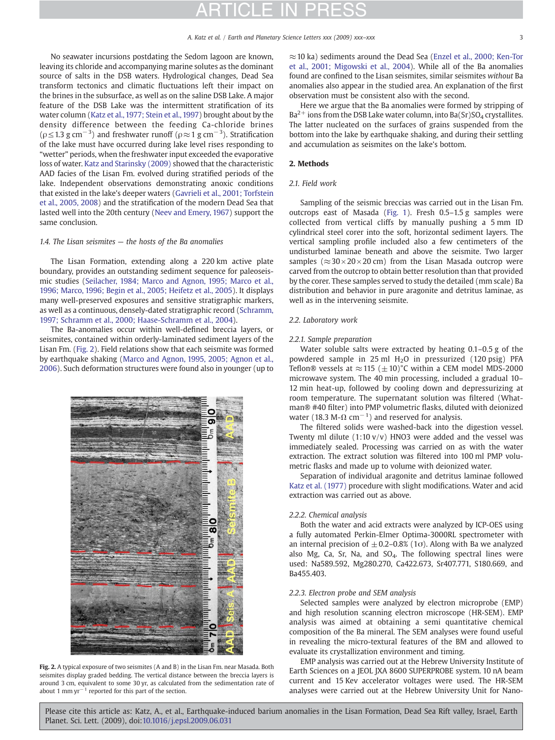No seawater incursions postdating the Sedom lagoon are known, leaving its chloride and accompanying marine solutes as the dominant source of salts in the DSB waters. Hydrological changes, Dead Sea transform tectonics and climatic fluctuations left their impact on the brines in the subsurface, as well as on the saline DSB Lake. A major feature of the DSB Lake was the intermittent stratification of its water column (Katz et al., 1977; Stein et al., 1997) brought about by the density difference between the feeding Ca-chloride brines ($\rho \leq 1.3$ g cm$^{-3}$) and freshwater runoff ($\rho \approx 1$ g cm$^{-3}$). Stratification of the lake must have occurred during lake level rises responding to "wetter" periods, when the freshwater input exceeded the evaporative loss of water. Katz and Starinsky (2009) showed that the characteristic AAD facies of the Lisan Fm. evolved during stratified periods of the lake. Independent observations demonstrating anoxic conditions that existed in the lake's deeper waters (Gavrieli et al., 2001; Torfstein et al., 2005, 2008) and the stratification of the modern Dead Sea that lasted well into the 20th century (Neev and Emery, 1967) support the same conclusion.

### 1.4. The Lisan seismites — the hosts of the Ba anomalies

The Lisan Formation, extending along a 220 km active plate boundary, provides an outstanding sediment sequence for paleoseismic studies (Seilacher, 1984; Marco and Agnon, 1995; Marco et al., 1996; Marco, 1996; Begin et al., 2005; Heifetz et al., 2005). It displays many well-preserved exposures and sensitive stratigraphic markers, as well as a continuous, densely-dated stratigraphic record (Schramm, 1997; Schramm et al., 2000; Haase-Schramm et al., 2004).

The Ba-anomalies occur within well-defined breccia layers, or seismites, contained within orderly-laminated sediment layers of the Lisan Fm. (Fig. 2). Field relations show that each seismite was formed by earthquake shaking (Marco and Agnon, 1995, 2005; Agnon et al., 2006). Such deformation structures were found also in younger (up to $\approx$10 ka) sediments around the Dead Sea (Enzel et al., 2000; Ken-Tor et al., 2001; Migowski et al., 2004). While all of the Ba anomalies found are confined to the Lisan seismites, similar seismites *without* Ba anomalies also appear in the studied area. An explanation of the first observation must be consistent also with the second.

Fig. 2. A typical exposure of two seismites (A and B) in the Lisan Fm. near Masada. Both seismites display graded bedding. The vertical distance between the breccia layers is around 3 cm, equivalent to some 30 yr, as calculated from the sedimentation rate of about 1 mm yr$^{-1}$ reported for this part of the section.

Here we argue that the Ba anomalies were formed by stripping of $Ba^{2+}$ ions from the DSB Lake water column, into $Ba(Sr)SO_4$ crystallites. The latter nucleated on the surfaces of grains suspended from the bottom into the lake by earthquake shaking, and during their settling and accumulation as seismites on the lake's bottom.

## 2. Methods

### 2.1. Field work

Sampling of the seismic breccias was carried out in the Lisan Fm. outcrops east of Masada (Fig. 1). Fresh 0.5–1.5 g samples were collected from vertical cliffs by manually pushing a 5 mm ID cylindrical steel corer into the soft, horizontal sediment layers. The vertical sampling profile included also a few centimeters of the undisturbed laminae beneath and above the seismite. Two larger samples ($\approx 30 \times 20 \times 20$ cm) from the Lisan Masada outcrop were carved from the outcrop to obtain better resolution than that provided by the corer. These samples served to study the detailed (mm scale) Ba distribution and behavior in pure aragonite and detritus laminae, as well as in the intervening seismite.

### 2.2. Laboratory work

#### 2.2.1. Sample preparation

Water soluble salts were extracted by heating 0.1–0.5 g of the powdered sample in 25 ml $H_2O$ in pressurized (120 psig) PFA Teflon® vessels at $\approx$115 ($\pm$10)°C within a CEM model MDS-2000 microwave system. The 40 min processing, included a gradual 10–12 min heat-up, followed by cooling down and depressurizing at room temperature. The supernatant solution was filtered (Whatman® #40 filter) into PMP volumetric flasks, diluted with deionized water (18.3 M-Ω cm$^{-1}$) and reserved for analysis.

The filtered solids were washed-back into the digestion vessel. Twenty ml dilute (1:10 v/v) $HNO_3$ were added and the vessel was immediately sealed. Processing was carried on as with the water extraction. The extract solution was filtered into 100 ml PMP volumetric flasks and made up to volume with deionized water.

Separation of individual aragonite and detritus laminae followed Katz et al. (1977) procedure with slight modifications. Water and acid extraction was carried out as above.

#### 2.2.2. Chemical analysis

Both the water and acid extracts were analyzed by ICP-OES using a fully automated Perkin-Elmer Optima-3000RL spectrometer with an internal precision of $\pm$0.2–0.8% (1σ). Along with Ba we analyzed also Mg, Ca, Sr, Na, and $SO_4$. The following spectral lines were used: Na589.592, Mg280.270, Ca422.673, Sr407.771, S180.669, and Ba455.403.

#### 2.2.3. Electron probe and SEM analysis

Selected samples were analyzed by electron microprobe (EMP) and high resolution scanning electron microscope (HR-SEM). EMP analysis was aimed at obtaining a semi quantitative chemical composition of the Ba mineral. The SEM analyses were found useful in revealing the micro-textural features of the BM and allowed to evaluate its crystallization environment and timing.

EMP analysis was carried out at the Hebrew University Institute of Earth Sciences on a JEOL JXA 8600 SUPERPROBE system. 10 nA beam current and 15 Kev accelerator voltages were used. The HR-SEM analyses were carried out at the Hebrew University Unit for Nano-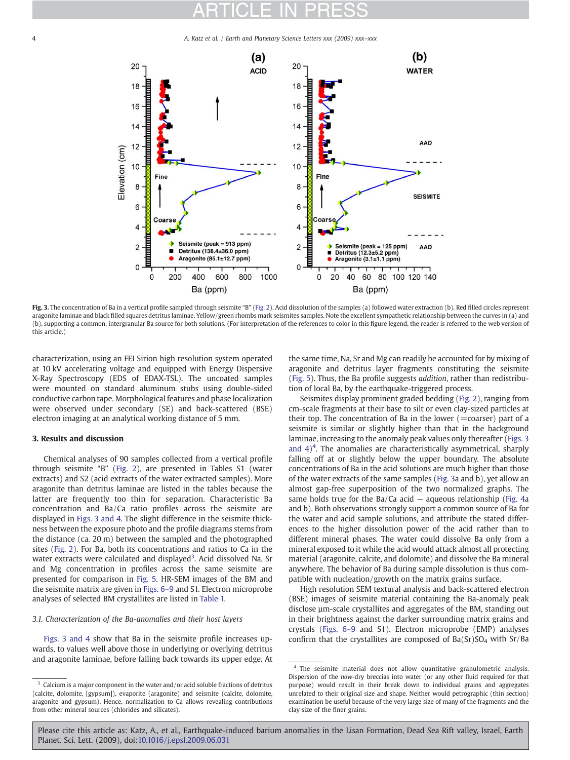**Fig. 3.** The concentration of Ba in a vertical profile sampled through seismite "B" (Fig. 2). Acid dissolution of the samples (a) followed water extraction (b). Red filled circles represent aragonite laminae and black filled squares detritus laminae. Yellow/green rhombs mark seismites samples. Note the excellent sympathetic relationship between the curves in (a) and (b), supporting a common, intergranular Ba source for both solutions. (For interpretation of the references to color in this figure legend, the reader is referred to the web version of this article.)

characterization, using an FEI Sirion high resolution system operated at 10 kV accelerating voltage and equipped with Energy Dispersive X-Ray Spectroscopy (EDS of EDAX-TSL). The uncoated samples were mounted on standard aluminum stubs using double-sided conductive carbon tape. Morphological features and phase localization were observed under secondary (SE) and back-scattered (BSE) electron imaging at an analytical working distance of 5 mm.

## 3. Results and discussion

Chemical analyses of 90 samples collected from a vertical profile through seismite "B" (Fig. 2), are presented in Tables S1 (water extracts) and S2 (acid extracts of the water extracted samples). More aragonite than detritus laminae are listed in the tables because the latter are frequently too thin for separation. Characteristic Ba concentration and Ba/Ca ratio profiles across the seismite are displayed in Figs. 3 and 4. The slight difference in the seismite thickness between the exposure photo and the profile diagrams stems from the distance (ca. 20 m) between the sampled and the photographed sites (Fig. 2). For Ba, both its concentrations and ratios to Ca in the water extracts were calculated and displayed[3]. Acid dissolved Na, Sr and Mg concentration in profiles across the same seismite are presented for comparison in Fig. 5. HR-SEM images of the BM and the seismite matrix are given in Figs. 6–9 and S1. Electron microprobe analyses of selected BM crystallites are listed in Table 1.

### 3.1. Characterization of the Ba-anomalies and their host layers

Figs. 3 and 4 show that Ba in the seismite profile increases upwards, to values well above those in underlying or overlying detritus and aragonite laminae, before falling back towards its upper edge. At the same time, Na, Sr and Mg can readily be accounted for by mixing of aragonite and detritus layer fragments constituting the seismite (Fig. 5). Thus, the Ba profile suggests *addition*, rather than redistribution of local Ba, by the earthquake-triggered process.

Seismites display prominent graded bedding (Fig. 2), ranging from cm-scale fragments at their base to silt or even clay-sized particles at their top. The concentration of Ba in the lower (=coarser) part of a seismite is similar or slightly higher than that in the background laminae, increasing to the anomaly peak values only thereafter (Figs. 3 and 4)[4]. The anomalies are characteristically asymmetrical, sharply falling off at or slightly below the upper boundary. The absolute concentrations of Ba in the acid solutions are much higher than those of the water extracts of the same samples (Fig. 3a and b), yet allow an almost gap-free superposition of the two normalized graphs. The same holds true for the Ba/Ca acid – aqueous relationship (Fig. 4a and b). Both observations strongly support a common source of Ba for the water and acid sample solutions, and attribute the stated differences to the higher dissolution power of the acid relative to different mineral phases. The water could dissolve Ba only from a mineral exposed to it while the acid would attack almost all protecting material (aragonite, calcite, and dolomite) and dissolve the Ba mineral anywhere. The behavior of Ba during sample dissolution is thus compatible with nucleation/growth on the matrix grains surface.

High resolution SEM textural analysis and back-scattered electron (BSE) images of seismite material containing the Ba-anomaly peak disclose µm-scale crystallites and aggregates of the BM, standing out in their brightness against the darker surrounding matrix grains and crystals (Figs. 6–9 and S1). Electron microprobe (EMP) analyses confirm that the crystallites are composed of $Ba(Sr)SO_4$ with Sr/Ba

[3] Calcium is a major component in the water and/or acid soluble fractions of detritus (calcite, dolomite, [gypsum]), evaporite (aragonite) and seismite (calcite, dolomite, aragonite and gypsum). Hence, normalization to Ca allows revealing contributions from other mineral sources (chlorides and silicates).

[4] The seismite material does not allow quantitative granulometric analysis. Dispersion of the *now*-dry breccias into water (or any other fluid required for that purpose) would result in their break down to individual grains and aggregates unrelated to their original size and shape. Neither would petrographic (thin section) examination be useful because of the very large size of many of the fragments and the clay size of the finer grains.

Please cite this article as: Katz, A., et al., Earthquake-induced barium anomalies in the Lisan Formation, Dead Sea Rift valley, Israel, Earth Planet. Sci. Lett. (2009), doi:10.1016/j.epsl.2009.06.031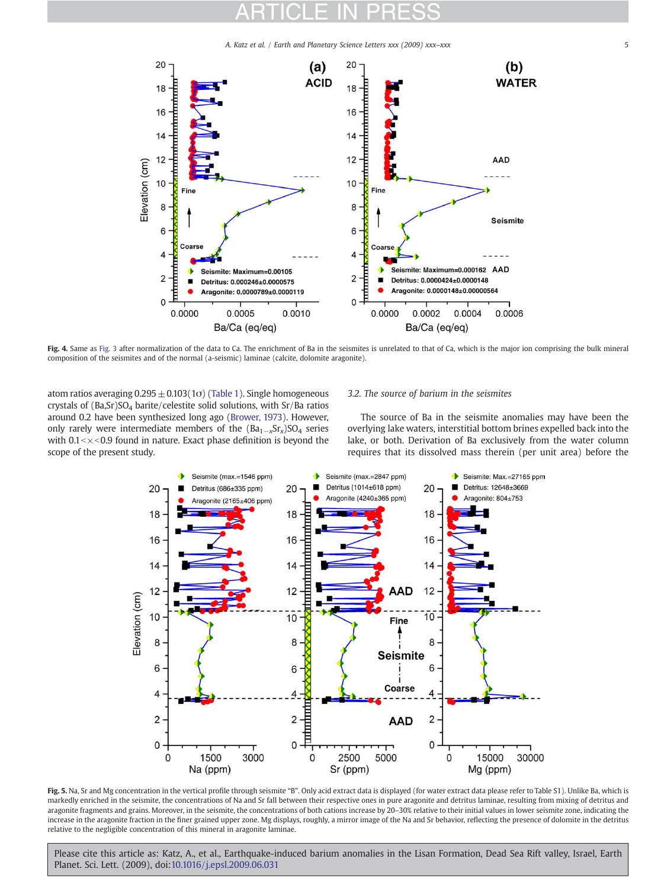Fig. 4. Same as Fig. 3 after normalization of the data to Ca. The enrichment of Ba in the seismites is unrelated to that of Ca, which is the major ion comprising the bulk mineral composition of the seismites and of the normal (a-seismic) laminae (calcite, dolomite aragonite).

atom ratios averaging $0.295 \pm 0.103(1\sigma)$ (Table 1). Single homogeneous crystals of $(Ba,Sr)SO_4$ barite/celestite solid solutions, with Sr/Ba ratios around 0.2 have been synthesized long ago (Brower, 1973). However, only rarely were intermediate members of the $(Ba_{1-x}Sr_x)SO_4$ series with $0.1<x<0.9$ found in nature. Exact phase definition is beyond the scope of the present study.

### 3.2. The source of barium in the seismites

The source of Ba in the seismite anomalies may have been the overlying lake waters, interstitial bottom brines expelled back into the lake, or both. Derivation of Ba exclusively from the water column requires that its dissolved mass therein (per unit area) before the

Fig. 5. Na, Sr and Mg concentration in the vertical profile through seismite "B". Only acid extract data is displayed (for water extract data please refer to Table S1). Unlike Ba, which is markedly enriched in the seismite, the concentrations of Na and Sr fall between their respective ones in pure aragonite and detritus laminae, resulting from mixing of detritus and aragonite fragments and grains. Moreover, in the seismite, the concentrations of both cations increase by 20–30% relative to their initial values in lower seismite zone, indicating the increase in the aragonite fraction in the finer grained upper zone. Mg displays, roughly, a mirror image of the Na and Sr behavior, reflecting the presence of dolomite in the detritus relative to the negligible concentration of this mineral in aragonite laminae.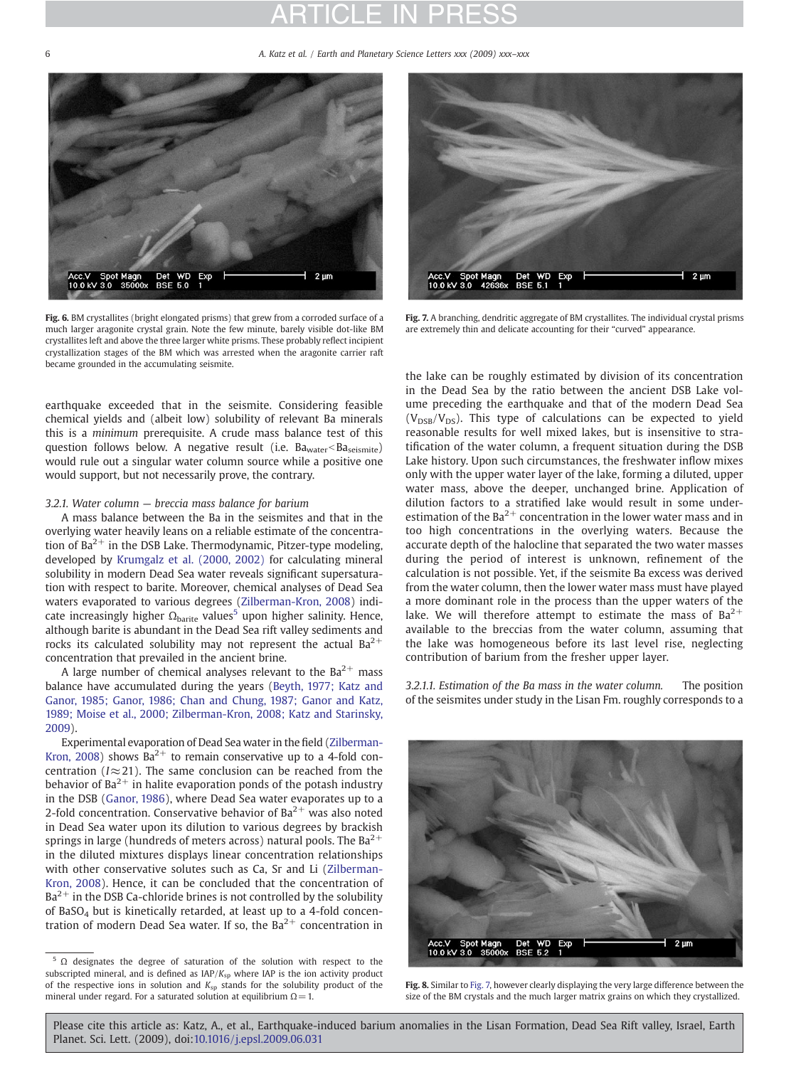Fig. 6. BM crystallites (bright elongated prisms) that grew from a corroded surface of a much larger aragonite crystal grain. Note the few minute, barely visible dot-like BM crystallites left and above the three larger white prisms. These probably reflect incipient crystallization stages of the BM which was arrested when the aragonite carrier raft became grounded in the accumulating seismite.

Fig. 7. A branching, dendritic aggregate of BM crystallites. The individual crystal prisms are extremely thin and delicate accounting for their "curved" appearance.

earthquake exceeded that in the seismite. Considering feasible chemical yields and (albeit low) solubility of relevant Ba minerals this is a *minimum* prerequisite. A crude mass balance test of this question follows below. A negative result (i.e. $Ba_{water} < Ba_{seismite}$) would rule out a singular water column source while a positive one would support, but not necessarily prove, the contrary.

#### 3.2.1. Water column — breccia mass balance for barium

A mass balance between the Ba in the seismites and that in the overlying water heavily leans on a reliable estimate of the concentration of $Ba^{2+}$ in the DSB Lake. Thermodynamic, Pitzer-type modeling, developed by Krumgalz et al. (2000, 2002) for calculating mineral solubility in modern Dead Sea water reveals significant supersaturation with respect to barite. Moreover, chemical analyses of Dead Sea waters evaporated to various degrees (Zilberman-Kron, 2008) indicate increasingly higher $\Omega_{barite}$ values[5] upon higher salinity. Hence, although barite is abundant in the Dead Sea rift valley sediments and rocks its calculated solubility may not represent the actual $Ba^{2+}$ concentration that prevailed in the ancient brine.

A large number of chemical analyses relevant to the $Ba^{2+}$ mass balance have accumulated during the years (Beyth, 1977; Katz and Ganor, 1985; Ganor, 1986; Chan and Chung, 1987; Ganor and Katz, 1989; Moise et al., 2000; Zilberman-Kron, 2008; Katz and Starinsky, 2009).

Experimental evaporation of Dead Sea water in the field (Zilberman-Kron, 2008) shows $Ba^{2+}$ to remain conservative up to a 4-fold concentration ($I \approx 21$). The same conclusion can be reached from the behavior of $Ba^{2+}$ in halite evaporation ponds of the potash industry in the DSB (Ganor, 1986), where Dead Sea water evaporates up to a 2-fold concentration. Conservative behavior of $Ba^{2+}$ was also noted in Dead Sea water upon its dilution to various degrees by brackish springs in large (hundreds of meters across) natural pools. The $Ba^{2+}$ in the diluted mixtures displays linear concentration relationships with other conservative solutes such as Ca, Sr and Li (Zilberman-Kron, 2008). Hence, it can be concluded that the concentration of $Ba^{2+}$ in the DSB Ca-chloride brines is not controlled by the solubility of $BaSO_4$ but is kinetically retarded, at least up to a 4-fold concentration of modern Dead Sea water. If so, the $Ba^{2+}$ concentration in the lake can be roughly estimated by division of its concentration in the Dead Sea by the ratio between the ancient DSB Lake volume preceding the earthquake and that of the modern Dead Sea ($V_{DSB}/V_{DS}$). This type of calculations can be expected to yield reasonable results for well mixed lakes, but is insensitive to stratification of the water column, a frequent situation during the DSB Lake history. Upon such circumstances, the freshwater inflow mixes only with the upper water layer of the lake, forming a diluted, upper water mass, above the deeper, unchanged brine. Application of dilution factors to a stratified lake would result in some underestimation of the $Ba^{2+}$ concentration in the lower water mass and in too high concentrations in the overlying waters. Because the accurate depth of the halocline that separated the two water masses during the period of interest is unknown, refinement of the calculation is not possible. Yet, if the seismite Ba excess was derived from the water column, then the lower water mass must have played a more dominant role in the process than the upper waters of the lake. We will therefore attempt to estimate the mass of $Ba^{2+}$ available to the breccias from the water column, assuming that the lake was homogeneous before its last level rise, neglecting contribution of barium from the fresher upper layer.

##### 3.2.1.1. Estimation of the Ba mass in the water column.

The position of the seismites under study in the Lisan Fm. roughly corresponds to a

Fig. 8. Similar to Fig. 7, however clearly displaying the very large difference between the size of the BM crystals and the much larger matrix grains on which they crystallized.

[5] Ω designates the degree of saturation of the solution with respect to the subscripted mineral, and is defined as $IAP/K_{sp}$ where IAP is the ion activity product of the respective ions in solution and $K_{sp}$ stands for the solubility product of the mineral under regard. For a saturated solution at equilibrium $\Omega = 1$.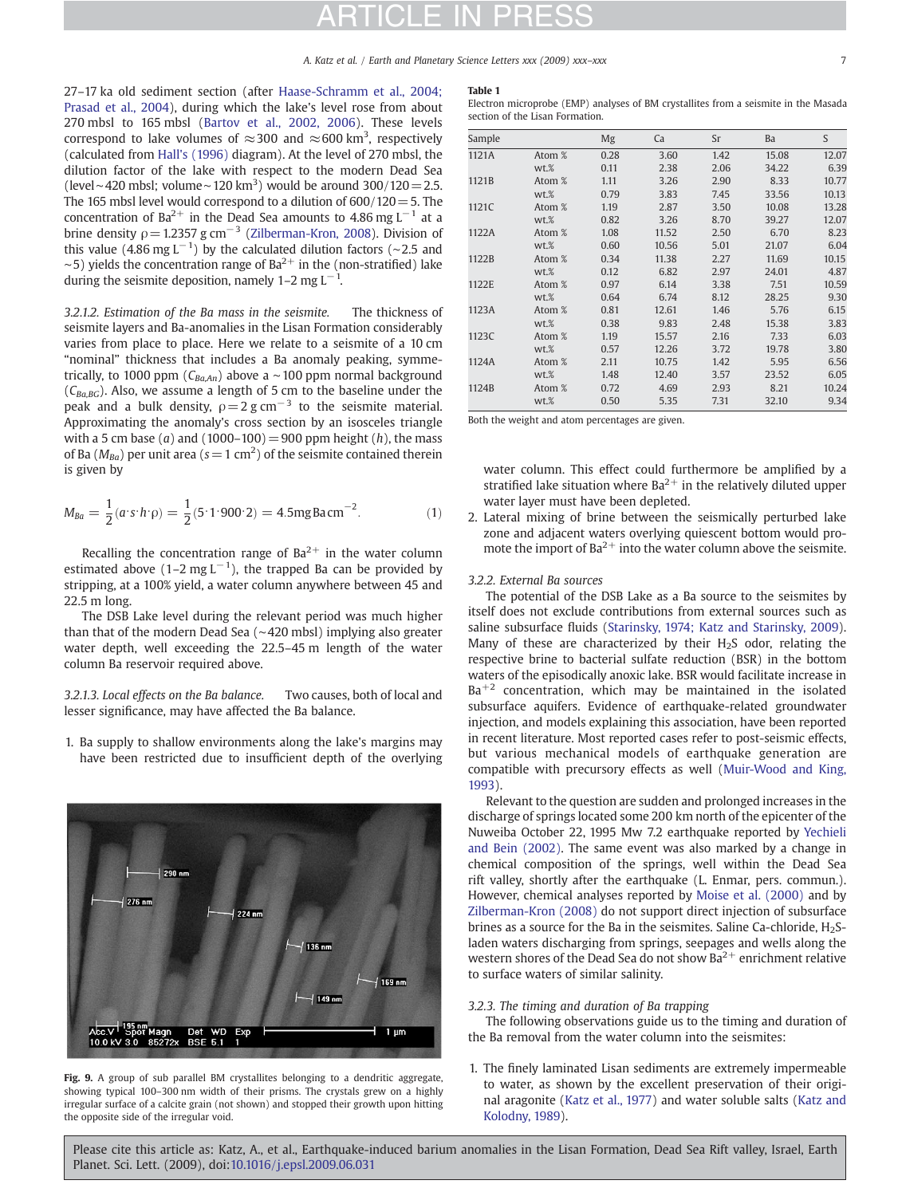27–17 ka old sediment section (after Haase-Schramm et al., 2004; Prasad et al., 2004), during which the lake's level rose from about 270 mbsl to 165 mbsl (Bartov et al., 2002, 2006). These levels correspond to lake volumes of ≈300 and ≈600 $km^3$, respectively (calculated from Hall's (1996) diagram). At the level of 270 mbsl, the dilution factor of the lake with respect to the modern Dead Sea (level ~420 mbsl; volume ~120 $km^3$) would be around 300/120 = 2.5. The 165 mbsl level would correspond to a dilution of 600/120 = 5. The concentration of $Ba^{2+}$ in the Dead Sea amounts to 4.86 mg $L^{-1}$ at a brine density ρ = 1.2357 g $cm^{-3}$ (Zilberman-Kron, 2008). Division of this value (4.86 mg $L^{-1}$) by the calculated dilution factors (~2.5 and ~5) yields the concentration range of $Ba^{2+}$ in the (non-stratified) lake during the seismite deposition, namely 1–2 mg $L^{-1}$.

*3.2.1.2. Estimation of the Ba mass in the seismite.* The thickness of seismite layers and Ba-anomalies in the Lisan Formation considerably varies from place to place. Here we relate to a seismite of a 10 cm "nominal" thickness that includes a Ba anomaly peaking, symmetrically, to 1000 ppm ($C_{Ba,An}$) above a ~100 ppm normal background ($C_{Ba,BG}$). Also, we assume a length of 5 cm to the baseline under the peak and a bulk density, ρ = 2 g $cm^{-3}$ to the seismite material. Approximating the anomaly's cross section by an isosceles triangle with a 5 cm base ($a$) and (1000–100) = 900 ppm height ($h$), the mass of Ba ($M_{Ba}$) per unit area ($s$ = 1 $cm^2$) of the seismite contained therein is given by

$$M_{Ba} = \frac{1}{2}(a{\cdot}s{\cdot}h{\cdot}\rho) = \frac{1}{2}(5{\cdot}1{\cdot}900{\cdot}2) = 4.5\,\text{mg Ba cm}^{-2}. \quad (1)$$

Recalling the concentration range of $Ba^{2+}$ in the water column estimated above (1–2 mg $L^{-1}$), the trapped Ba can be provided by stripping, at a 100% yield, a water column anywhere between 45 and 22.5 m long.

The DSB Lake level during the relevant period was much higher than that of the modern Dead Sea (~420 mbsl) implying also greater water depth, well exceeding the 22.5–45 m length of the water column Ba reservoir required above.

*3.2.1.3. Local effects on the Ba balance.* Two causes, both of local and lesser significance, may have affected the Ba balance.

1. Ba supply to shallow environments along the lake's margins may have been restricted due to insufficient depth of the overlying water column. This effect could furthermore be amplified by a stratified lake situation where $Ba^{2+}$ in the relatively diluted upper water layer must have been depleted.
2. Lateral mixing of brine between the seismically perturbed lake zone and adjacent waters overlying quiescent bottom would promote the import of $Ba^{2+}$ into the water column above the seismite.

**Fig. 9.** A group of sub parallel BM crystallites belonging to a dendritic aggregate, showing typical 100–300 nm width of their prisms. The crystals grew on a highly irregular surface of a calcite grain (not shown) and stopped their growth upon hitting the opposite side of the irregular void.

**Table 1**
Electron microprobe (EMP) analyses of BM crystallites from a seismite in the Masada section of the Lisan Formation.

| Sample | | Mg | Ca | Sr | Ba | S |
|---|---|---|---|---|---|---|
| 1121A | Atom % | 0.28 | 3.60 | 1.42 | 15.08 | 12.07 |
| | wt.% | 0.11 | 2.38 | 2.06 | 34.22 | 6.39 |
| 1121B | Atom % | 1.11 | 3.26 | 2.90 | 8.33 | 10.77 |
| | wt.% | 0.79 | 3.83 | 7.45 | 33.56 | 10.13 |
| 1121C | Atom % | 1.19 | 2.87 | 3.50 | 10.08 | 13.28 |
| | wt.% | 0.82 | 3.26 | 8.70 | 39.27 | 12.07 |
| 1122A | Atom % | 1.08 | 11.52 | 2.50 | 6.70 | 8.23 |
| | wt.% | 0.60 | 10.56 | 5.01 | 21.07 | 6.04 |
| 1122B | Atom % | 0.34 | 11.38 | 2.27 | 11.69 | 10.15 |
| | wt.% | 0.12 | 6.82 | 2.97 | 24.01 | 4.87 |
| 1122E | Atom % | 0.97 | 6.14 | 3.38 | 7.51 | 10.59 |
| | wt.% | 0.64 | 6.74 | 8.12 | 28.25 | 9.30 |
| 1123A | Atom % | 0.81 | 12.61 | 1.46 | 5.76 | 6.15 |
| | wt.% | 0.38 | 9.83 | 2.48 | 15.38 | 3.83 |
| 1123C | Atom % | 1.19 | 15.57 | 2.16 | 7.33 | 6.03 |
| | wt.% | 0.57 | 12.26 | 3.72 | 19.78 | 3.80 |
| 1124A | Atom % | 2.11 | 10.75 | 1.42 | 5.95 | 6.56 |
| | wt.% | 1.48 | 12.40 | 3.57 | 23.52 | 6.05 |
| 1124B | Atom % | 0.72 | 4.69 | 2.93 | 8.21 | 10.24 |
| | wt.% | 0.50 | 5.35 | 7.31 | 32.10 | 9.34 |

Both the weight and atom percentages are given.

### 3.2.2. External Ba sources

The potential of the DSB Lake as a Ba source to the seismites by itself does not exclude contributions from external sources such as saline subsurface fluids (Starinsky, 1974; Katz and Starinsky, 2009). Many of these are characterized by their $H_2S$ odor, relating the respective brine to bacterial sulfate reduction (BSR) in the bottom waters of the episodically anoxic lake. BSR would facilitate increase in $Ba^{+2}$ concentration, which may be maintained in the isolated subsurface aquifers. Evidence of earthquake-related groundwater injection, and models explaining this association, have been reported in recent literature. Most reported cases refer to post-seismic effects, but various mechanical models of earthquake generation are compatible with precursory effects as well (Muir-Wood and King, 1993).

Relevant to the question are sudden and prolonged increases in the discharge of springs located some 200 km north of the epicenter of the Nuweiba October 22, 1995 Mw 7.2 earthquake reported by Yechieli and Bein (2002). The same event was also marked by a change in chemical composition of the springs, well within the Dead Sea rift valley, shortly after the earthquake (L. Enmar, pers. commun.). However, chemical analyses reported by Moise et al. (2000) and by Zilberman-Kron (2008) do not support direct injection of subsurface brines as a source for the Ba in the seismites. Saline Ca-chloride, $H_2S$-laden waters discharging from springs, seepages and wells along the western shores of the Dead Sea do not show $Ba^{2+}$ enrichment relative to surface waters of similar salinity.

### 3.2.3. The timing and duration of Ba trapping

The following observations guide us to the timing and duration of the Ba removal from the water column into the seismites:

1. The finely laminated Lisan sediments are extremely impermeable to water, as shown by the excellent preservation of their original aragonite (Katz et al., 1977) and water soluble salts (Katz and Kolodny, 1989).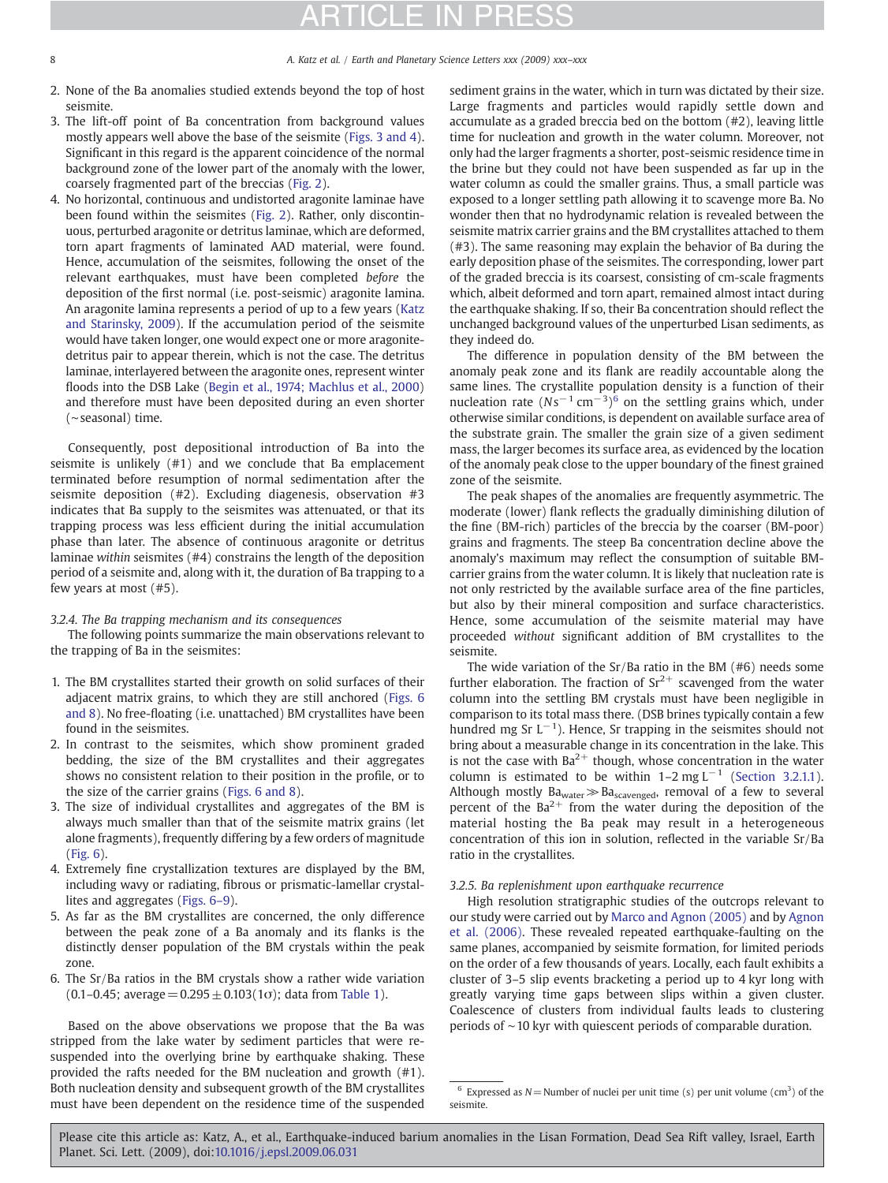2. None of the Ba anomalies studied extends beyond the top of host seismite.
3. The lift-off point of Ba concentration from background values mostly appears well above the base of the seismite (Figs. 3 and 4). Significant in this regard is the apparent coincidence of the normal background zone of the lower part of the anomaly with the lower, coarsely fragmented part of the breccias (Fig. 2).
4. No horizontal, continuous and undistorted aragonite laminae have been found within the seismites (Fig. 2). Rather, only discontinuous, perturbed aragonite or detritus laminae, which are deformed, torn apart fragments of laminated AAD material, were found. Hence, accumulation of the seismites, following the onset of the relevant earthquakes, must have been completed *before* the deposition of the first normal (i.e. post-seismic) aragonite lamina. An aragonite lamina represents a period of up to a few years (Katz and Starinsky, 2009). If the accumulation period of the seismite would have taken longer, one would expect one or more aragonite-detritus pair to appear therein, which is not the case. The detritus laminae, interlayered between the aragonite ones, represent winter floods into the DSB Lake (Begin et al., 1974; Machlus et al., 2000) and therefore must have been deposited during an even shorter (~seasonal) time.

Consequently, post depositional introduction of Ba into the seismite is unlikely (#1) and we conclude that Ba emplacement terminated before resumption of normal sedimentation after the seismite deposition (#2). Excluding diagenesis, observation #3 indicates that Ba supply to the seismites was attenuated, or that its trapping process was less efficient during the initial accumulation phase than later. The absence of continuous aragonite or detritus laminae *within* seismites (#4) constrains the length of the deposition period of a seismite and, along with it, the duration of Ba trapping to a few years at most (#5).

### 3.2.4. The Ba trapping mechanism and its consequences

The following points summarize the main observations relevant to the trapping of Ba in the seismites:

1. The BM crystallites started their growth on solid surfaces of their adjacent matrix grains, to which they are still anchored (Figs. 6 and 8). No free-floating (i.e. unattached) BM crystallites have been found in the seismites.
2. In contrast to the seismites, which show prominent graded bedding, the size of the BM crystallites and their aggregates shows no consistent relation to their position in the profile, or to the size of the carrier grains (Figs. 6 and 8).
3. The size of individual crystallites and aggregates of the BM is always much smaller than that of the seismite matrix grains (let alone fragments), frequently differing by a few orders of magnitude (Fig. 6).
4. Extremely fine crystallization textures are displayed by the BM, including wavy or radiating, fibrous or prismatic-lamellar crystallites and aggregates (Figs. 6–9).
5. As far as the BM crystallites are concerned, the only difference between the peak zone of a Ba anomaly and its flanks is the distinctly denser population of the BM crystals within the peak zone.
6. The Sr/Ba ratios in the BM crystals show a rather wide variation (0.1–0.45; average $= 0.295 \pm 0.103 (1\sigma)$; data from Table 1).

Based on the above observations we propose that the Ba was stripped from the lake water by sediment particles that were resuspended into the overlying brine by earthquake shaking. These provided the rafts needed for the BM nucleation and growth (#1). Both nucleation density and subsequent growth of the BM crystallites must have been dependent on the residence time of the suspended sediment grains in the water, which in turn was dictated by their size. Large fragments and particles would rapidly settle down and accumulate as a graded breccia bed on the bottom (#2), leaving little time for nucleation and growth in the water column. Moreover, not only had the larger fragments a shorter, post-seismic residence time in the brine but they could not have been suspended as far up in the water column as could the smaller grains. Thus, a small particle was exposed to a longer settling path allowing it to scavenge more Ba. No wonder then that no hydrodynamic relation is revealed between the seismite matrix carrier grains and the BM crystallites attached to them (#3). The same reasoning may explain the behavior of Ba during the early deposition phase of the seismites. The corresponding, lower part of the graded breccia is its coarsest, consisting of cm-scale fragments which, albeit deformed and torn apart, remained almost intact during the earthquake shaking. If so, their Ba concentration should reflect the unchanged background values of the unperturbed Lisan sediments, as they indeed do.

The difference in population density of the BM between the anomaly peak zone and its flank are readily accountable along the same lines. The crystallite population density is a function of their nucleation rate ($N s^{-1} cm^{-3}$)[6] on the settling grains which, under otherwise similar conditions, is dependent on available surface area of the substrate grain. The smaller the grain size of a given sediment mass, the larger becomes its surface area, as evidenced by the location of the anomaly peak close to the upper boundary of the finest grained zone of the seismite.

The peak shapes of the anomalies are frequently asymmetric. The moderate (lower) flank reflects the gradually diminishing dilution of the fine (BM-rich) particles of the breccia by the coarser (BM-poor) grains and fragments. The steep Ba concentration decline above the anomaly's maximum may reflect the consumption of suitable BM-carrier grains from the water column. It is likely that nucleation rate is not only restricted by the available surface area of the fine particles, but also by their mineral composition and surface characteristics. Hence, some accumulation of the seismite material may have proceeded *without* significant addition of BM crystallites to the seismite.

The wide variation of the Sr/Ba ratio in the BM (#6) needs some further elaboration. The fraction of $Sr^{2+}$ scavenged from the water column into the settling BM crystals must have been negligible in comparison to its total mass there. (DSB brines typically contain a few hundred mg Sr $L^{-1}$). Hence, Sr trapping in the seismites should not bring about a measurable change in its concentration in the lake. This is not the case with $Ba^{2+}$ though, whose concentration in the water column is estimated to be within 1–2 mg $L^{-1}$ (Section 3.2.1.1). Although mostly $Ba_{water} \gg Ba_{scavenged}$, removal of a few to several percent of the $Ba^{2+}$ from the water during the deposition of the material hosting the Ba peak may result in a heterogeneous concentration of this ion in solution, reflected in the variable Sr/Ba ratio in the crystallites.

### 3.2.5. Ba replenishment upon earthquake recurrence

High resolution stratigraphic studies of the outcrops relevant to our study were carried out by Marco and Agnon (2005) and by Agnon et al. (2006). These revealed repeated earthquake-faulting on the same planes, accompanied by seismite formation, for limited periods on the order of a few thousands of years. Locally, each fault exhibits a cluster of 3–5 slip events bracketing a period up to 4 kyr long with greatly varying time gaps between slips within a given cluster. Coalescence of clusters from individual faults leads to clustering periods of ~10 kyr with quiescent periods of comparable duration.

[6] Expressed as $N$ = Number of nuclei per unit time (s) per unit volume ($cm^3$) of the seismite.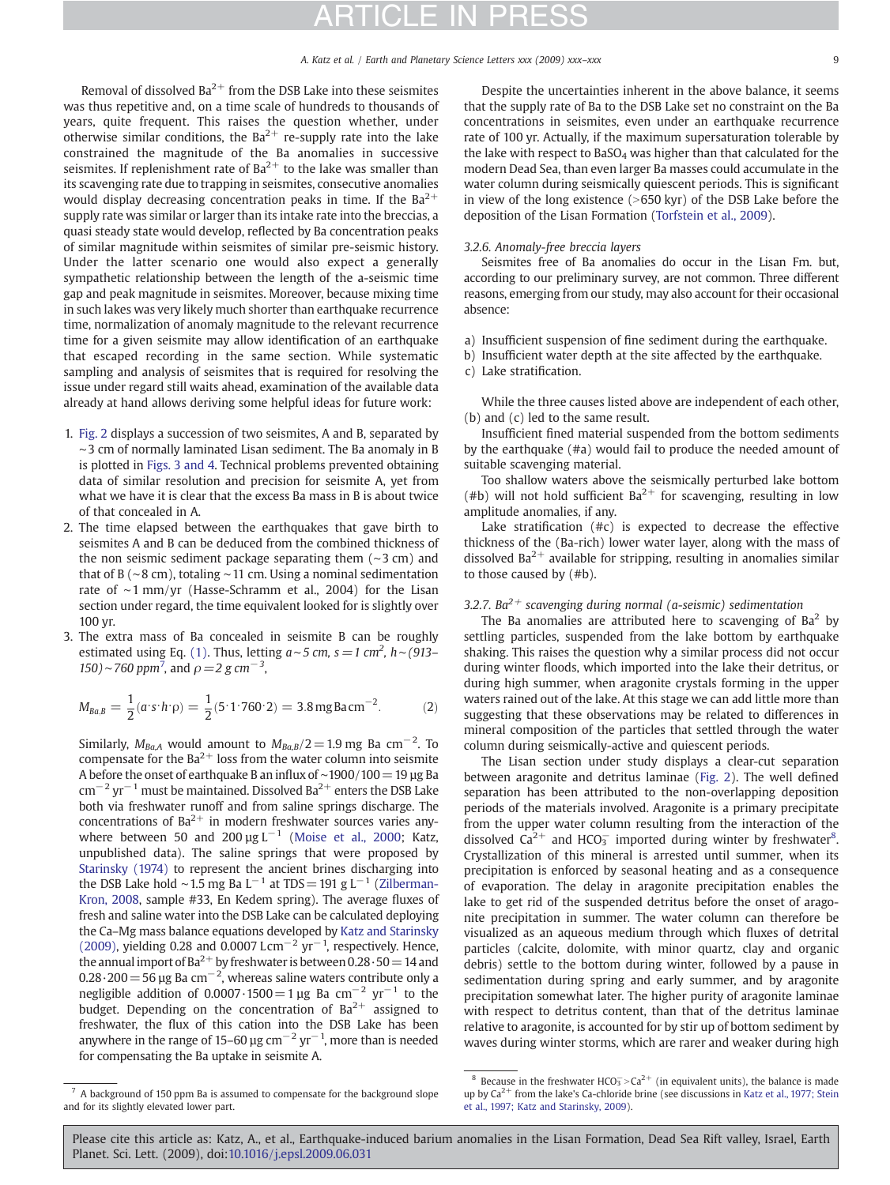Removal of dissolved $Ba^{2+}$ from the DSB Lake into these seismites was thus repetitive and, on a time scale of hundreds to thousands of years, quite frequent. This raises the question whether, under otherwise similar conditions, the $Ba^{2+}$ re-supply rate into the lake constrained the magnitude of the Ba anomalies in successive seismites. If replenishment rate of $Ba^{2+}$ to the lake was smaller than its scavenging rate due to trapping in seismites, consecutive anomalies would display decreasing concentration peaks in time. If the $Ba^{2+}$ supply rate was similar or larger than its intake rate into the breccias, a quasi steady state would develop, reflected by Ba concentration peaks of similar magnitude within seismites of similar pre-seismic history. Under the latter scenario one would also expect a generally sympathetic relationship between the length of the a-seismic time gap and peak magnitude in seismites. Moreover, because mixing time in such lakes was very likely much shorter than earthquake recurrence time, normalization of anomaly magnitude to the relevant recurrence time for a given seismite may allow identification of an earthquake that escaped recording in the same section. While systematic sampling and analysis of seismites that is required for resolving the issue under regard still waits ahead, examination of the available data already at hand allows deriving some helpful ideas for future work:

1. Fig. 2 displays a succession of two seismites, A and B, separated by ~3 cm of normally laminated Lisan sediment. The Ba anomaly in B is plotted in Figs. 3 and 4. Technical problems prevented obtaining data of similar resolution and precision for seismite A, yet from what we have it is clear that the excess Ba mass in B is about twice of that concealed in A.
2. The time elapsed between the earthquakes that gave birth to seismites A and B can be deduced from the combined thickness of the non seismic sediment package separating them (~3 cm) and that of B (~8 cm), totaling ~11 cm. Using a nominal sedimentation rate of ~1 mm/yr (Hasse-Schramm et al., 2004) for the Lisan section under regard, the time equivalent looked for is slightly over 100 yr.
3. The extra mass of Ba concealed in seismite B can be roughly estimated using Eq. (1). Thus, letting $a \sim 5$ cm, $s = 1$ cm$^2$, $h \sim (913-150) \sim 760$ ppm[7], and $\rho = 2$ g cm$^{-3}$,

$$M_{Ba,B} = \frac{1}{2}(a \cdot s \cdot h \cdot \rho) = \frac{1}{2}(5 \cdot 1 \cdot 760 \cdot 2) = 3.8\,\text{mg Ba cm}^{-2}. \quad (2)$$

Similarly, $M_{Ba,A}$ would amount to $M_{Ba,B}/2 = 1.9$ mg Ba cm$^{-2}$. To compensate for the $Ba^{2+}$ loss from the water column into seismite A before the onset of earthquake B an influx of ~1900/100 = 19 µg Ba cm$^{-2}$ yr$^{-1}$ must be maintained. Dissolved $Ba^{2+}$ enters the DSB Lake both via freshwater runoff and from saline springs discharge. The concentrations of $Ba^{2+}$ in modern freshwater sources varies anywhere between 50 and 200 µg L$^{-1}$ (Moise et al., 2000; Katz, unpublished data). The saline springs that were proposed by Starinsky (1974) to represent the ancient brines discharging into the DSB Lake hold ~1.5 mg Ba L$^{-1}$ at TDS = 191 g L$^{-1}$ (Zilberman-Kron, 2008, sample #33, En Kedem spring). The average fluxes of fresh and saline water into the DSB Lake can be calculated deploying the Ca–Mg mass balance equations developed by Katz and Starinsky (2009), yielding 0.28 and 0.0007 L cm$^{-2}$ yr$^{-1}$, respectively. Hence, the annual import of $Ba^{2+}$ by freshwater is between 0.28·50 = 14 and 0.28·200 = 56 µg Ba cm$^{-2}$, whereas saline waters contribute only a negligible addition of 0.0007·1500 = 1 µg Ba cm$^{-2}$ yr$^{-1}$ to the budget. Depending on the concentration of $Ba^{2+}$ assigned to freshwater, the flux of this cation into the DSB Lake has been anywhere in the range of 15–60 µg cm$^{-2}$ yr$^{-1}$, more than is needed for compensating the Ba uptake in seismite A.

Despite the uncertainties inherent in the above balance, it seems that the supply rate of Ba to the DSB Lake set no constraint on the Ba concentrations in seismites, even under an earthquake recurrence rate of 100 yr. Actually, if the maximum supersaturation tolerable by the lake with respect to $BaSO_4$ was higher than that calculated for the modern Dead Sea, than even larger Ba masses could accumulate in the water column during seismically quiescent periods. This is significant in view of the long existence (>650 kyr) of the DSB Lake before the deposition of the Lisan Formation (Torfstein et al., 2009).

### 3.2.6. Anomaly-free breccia layers

Seismites free of Ba anomalies do occur in the Lisan Fm. but, according to our preliminary survey, are not common. Three different reasons, emerging from our study, may also account for their occasional absence:

a) Insufficient suspension of fine sediment during the earthquake.
b) Insufficient water depth at the site affected by the earthquake.
c) Lake stratification.

While the three causes listed above are independent of each other, (b) and (c) led to the same result.

Insufficient fined material suspended from the bottom sediments by the earthquake (#a) would fail to produce the needed amount of suitable scavenging material.

Too shallow waters above the seismically perturbed lake bottom (#b) will not hold sufficient $Ba^{2+}$ for scavenging, resulting in low amplitude anomalies, if any.

Lake stratification (#c) is expected to decrease the effective thickness of the (Ba-rich) lower water layer, along with the mass of dissolved $Ba^{2+}$ available for stripping, resulting in anomalies similar to those caused by (#b).

### 3.2.7. $Ba^{2+}$ scavenging during normal (a-seismic) sedimentation

The Ba anomalies are attributed here to scavenging of $Ba^2$ by settling particles, suspended from the lake bottom by earthquake shaking. This raises the question why a similar process did not occur during winter floods, which imported into the lake their detritus, or during high summer, when aragonite crystals forming in the upper waters rained out of the lake. At this stage we can add little more than suggesting that these observations may be related to differences in mineral composition of the particles that settled through the water column during seismically-active and quiescent periods.

The Lisan section under study displays a clear-cut separation between aragonite and detritus laminae (Fig. 2). The well defined separation has been attributed to the non-overlapping deposition periods of the materials involved. Aragonite is a primary precipitate from the upper water column resulting from the interaction of the dissolved $Ca^{2+}$ and $HCO_3^-$ imported during winter by freshwater[8]. Crystallization of this mineral is arrested until summer, when its precipitation is enforced by seasonal heating and as a consequence of evaporation. The delay in aragonite precipitation enables the lake to get rid of the suspended detritus before the onset of aragonite precipitation in summer. The water column can therefore be visualized as an aqueous medium through which fluxes of detrital particles (calcite, dolomite, with minor quartz, clay and organic debris) settle to the bottom during winter, followed by a pause in sedimentation during spring and early summer, and by aragonite precipitation somewhat later. The higher purity of aragonite laminae with respect to detritus content, than that of the detritus laminae relative to aragonite, is accounted for by stir up of bottom sediment by waves during winter storms, which are rarer and weaker during high

[7] A background of 150 ppm Ba is assumed to compensate for the background slope and for its slightly elevated lower part.

[8] Because in the freshwater $HCO_3^- > Ca^{2+}$ (in equivalent units), the balance is made up by $Ca^{2+}$ from the lake's Ca-chloride brine (see discussions in Katz et al., 1977; Stein et al., 1997; Katz and Starinsky, 2009).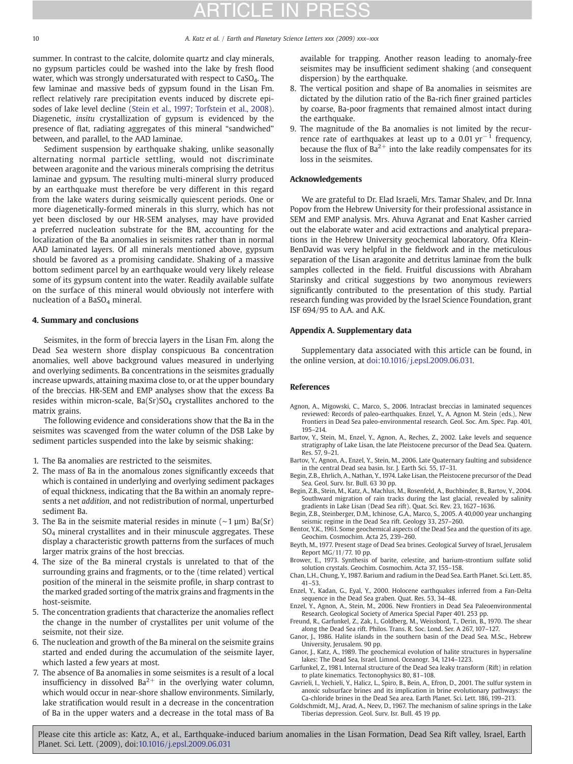summer. In contrast to the calcite, dolomite quartz and clay minerals, no gypsum particles could be washed into the lake by fresh flood water, which was strongly undersaturated with respect to $CaSO_4$. The few laminae and massive beds of gypsum found in the Lisan Fm. reflect relatively rare precipitation events induced by discrete episodes of lake level decline (Stein et al., 1997; Torfstein et al., 2008). Diagenetic, *insitu* crystallization of gypsum is evidenced by the presence of flat, radiating aggregates of this mineral "sandwiched" between, and parallel, to the AAD laminae.

Sediment suspension by earthquake shaking, unlike seasonally alternating normal particle settling, would not discriminate between aragonite and the various minerals comprising the detritus laminae and gypsum. The resulting multi-mineral slurry produced by an earthquake must therefore be very different in this regard from the lake waters during seismically quiescent periods. One or more diagenetically-formed minerals in this slurry, which has not yet been disclosed by our HR-SEM analyses, may have provided a preferred nucleation substrate for the BM, accounting for the localization of the Ba anomalies in seismites rather than in normal AAD laminated layers. Of all minerals mentioned above, gypsum should be favored as a promising candidate. Shaking of a massive bottom sediment parcel by an earthquake would very likely release some of its gypsum content into the water. Readily available sulfate on the surface of this mineral would obviously not interfere with nucleation of a $BaSO_4$ mineral.

## 4. Summary and conclusions

Seismites, in the form of breccia layers in the Lisan Fm. along the Dead Sea western shore display conspicuous Ba concentration anomalies, well above background values measured in underlying and overlying sediments. Ba concentrations in the seismites gradually increase upwards, attaining maxima close to, or at the upper boundary of the breccias. HR-SEM and EMP analyses show that the excess Ba resides within micron-scale, $Ba(Sr)SO_4$ crystallites anchored to the matrix grains.

The following evidence and considerations show that the Ba in the seismites was scavenged from the water column of the DSB Lake by sediment particles suspended into the lake by seismic shaking:

1. The Ba anomalies are restricted to the seismites.
2. The mass of Ba in the anomalous zones significantly exceeds that which is contained in underlying and overlying sediment packages of equal thickness, indicating that the Ba within an anomaly represents a net *addition*, and not redistribution of normal, unperturbed sediment Ba.
3. The Ba in the seismite material resides in minute (~1 µm) $Ba(Sr)SO_4$ mineral crystallites and in their minuscule aggregates. These display a characteristic growth patterns from the surfaces of much larger matrix grains of the host breccias.
4. The size of the Ba mineral crystals is unrelated to that of the surrounding grains and fragments, or to the (time related) vertical position of the mineral in the seismite profile, in sharp contrast to the marked graded sorting of the matrix grains and fragments in the host-seismite.
5. The concentration gradients that characterize the anomalies reflect the change in the number of crystallites per unit volume of the seismite, not their size.
6. The nucleation and growth of the Ba mineral on the seismite grains started and ended during the accumulation of the seismite layer, which lasted a few years at most.
7. The absence of Ba anomalies in some seismites is a result of a local insufficiency in dissolved $Ba^{2+}$ in the overlying water column, which would occur in near-shore shallow environments. Similarly, lake stratification would result in a decrease in the concentration of Ba in the upper waters and a decrease in the total mass of Ba available for trapping. Another reason leading to anomaly-free seismites may be insufficient sediment shaking (and consequent dispersion) by the earthquake.
8. The vertical position and shape of Ba anomalies in seismites are dictated by the dilution ratio of the Ba-rich finer grained particles by coarse, Ba-poor fragments that remained almost intact during the earthquake.
9. The magnitude of the Ba anomalies is not limited by the recurrence rate of earthquakes at least up to a 0.01 $yr^{-1}$ frequency, because the flux of $Ba^{2+}$ into the lake readily compensates for its loss in the seismites.

## Acknowledgements

We are grateful to Dr. Elad Israeli, Mrs. Tamar Shalev, and Dr. Inna Popov from the Hebrew University for their professional assistance in SEM and EMP analysis. Mrs. Ahuva Agranat and Enat Kasher carried out the elaborate water and acid extractions and analytical preparations in the Hebrew University geochemical laboratory. Ofra Klein-BenDavid was very helpful in the fieldwork and in the meticulous separation of the Lisan aragonite and detritus laminae from the bulk samples collected in the field. Fruitful discussions with Abraham Starinsky and critical suggestions by two anonymous reviewers significantly contributed to the presentation of this study. Partial research funding was provided by the Israel Science Foundation, grant ISF 694/95 to A.A. and A.K.

## Appendix A. Supplementary data

Supplementary data associated with this article can be found, in the online version, at doi:10.1016/j.epsl.2009.06.031.

## References

Agnon, A., Migowski, C., Marco, S., 2006. Intraclast breccias in laminated sequences reviewed: Records of paleo-earthquakes. Enzel, Y., A. Agnon M. Stein (eds.), New Frontiers in Dead Sea paleo-environmental research. Geol. Soc. Am. Spec. Pap. 401, 195–214.

Bartov, Y., Stein, M., Enzel, Y., Agnon, A., Reches, Z., 2002. Lake levels and sequence stratigraphy of Lake Lisan, the late Pleistocene precursor of the Dead Sea. Quatern. Res. 57, 9–21.

Bartov, Y., Agnon, A., Enzel, Y., Stein, M., 2006. Late Quaternary faulting and subsidence in the central Dead sea basin. Isr. J. Earth Sci. 55, 17–31.

Begin, Z.B., Ehrlich, A., Nathan, Y., 1974. Lake Lisan, the Pleistocene precursor of the Dead Sea. Geol. Surv. Isr. Bull. 63 30 pp.

Begin, Z.B., Stein, M., Katz, A., Machlus, M., Rosenfeld, A., Buchbinder, B., Bartov, Y., 2004. Southward migration of rain tracks during the last glacial, revealed by salinity gradients in Lake Lisan (Dead Sea rift). Quat. Sci. Rev. 23, 1627–1636.

Begin, Z.B., Steinberger, D.M., Ichinose, G.A., Marco, S., 2005. A 40,000 year unchanging seismic regime in the Dead Sea rift. Geology 33, 257–260.

Bentor, Y.K., 1961. Some geochemical aspects of the Dead Sea and the question of its age. Geochim. Cosmochim. Acta 25, 239–260.

Beyth, M., 1977. Present stage of Dead Sea brines. Geological Survey of Israel, Jerusalem Report MG/11/77. 10 pp.

Brower, E., 1973. Synthesis of barite, celestite, and barium-strontium sulfate solid solution crystals. Geochim. Cosmochim. Acta 37, 155–158.

Chan, L.H., Chung, Y., 1987. Barium and radium in the Dead Sea. Earth Planet. Sci. Lett. 85, 41–53.

Enzel, Y., Kadan, G., Eyal, Y., 2000. Holocene earthquakes inferred from a Fan-Delta sequence in the Dead Sea graben. Quat. Res. 53, 34–48.

Enzel, Y., Agnon, A., Stein, M., 2006. New Frontiers in Dead Sea Paleoenvironmental Research. Geological Society of America Special Paper 401. 253 pp.

Freund, R., Garfunkel, Z., Zak, I., Goldberg, M., Weissbord, T., Derin, B., 1970. The shear along the Dead Sea rift. Philos. Trans. R. Soc. Lond. Ser. A 267, 107–127.

Ganor, J., 1986. Halite islands in the southern basin of the Dead Sea. M.Sc., Hebrew University, Jerusalem. 90 pp.

Ganor, J., Katz, A., 1989. The geochemical evolution of halite structures in hypersaline lakes: The Dead Sea, Israel. Limnol. Oceanogr. 34, 1214–1223.

Garfunkel, Z., 1981. Internal structure of the Dead Sea leaky transform (Rift) in relation to plate kinematics. Tectonophysics 80, 81–108.

Gavrieli, I., Yechieli, Y., Halicz, L., Spiro, B., Bein, A., Efron, D., 2001. The sulfur system in anoxic subsurface brines and its implication in brine evolutionary pathways: the Ca-chloride brines in the Dead Sea area. Earth Planet. Sci. Lett. 186, 199–213.

Goldschmidt, M.J., Arad, A., Neev, D., 1967. The mechanism of saline springs in the Lake Tiberias depression. Geol. Surv. Isr. Bull. 45 19 pp.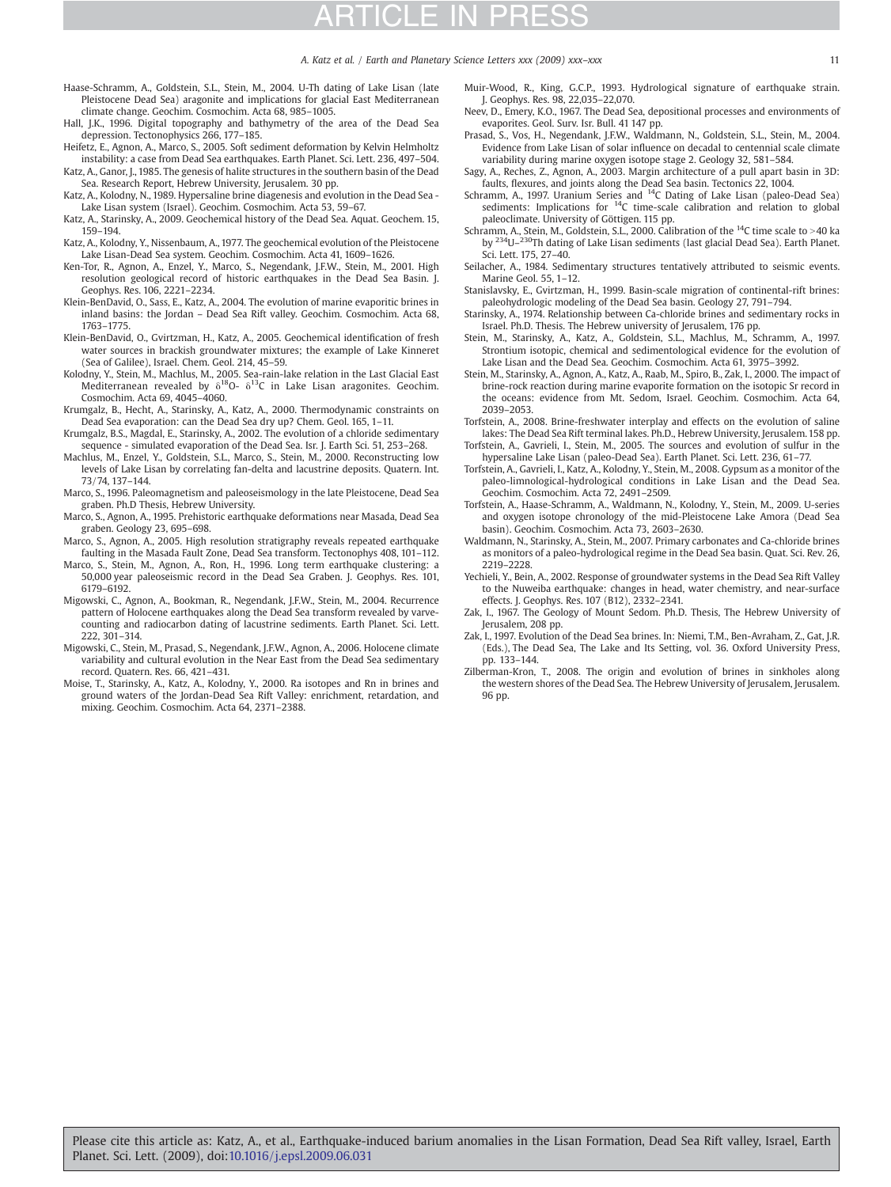Haase-Schramm, A., Goldstein, S.L., Stein, M., 2004. U-Th dating of Lake Lisan (late Pleistocene Dead Sea) aragonite and implications for glacial East Mediterranean climate change. Geochim. Cosmochim. Acta 68, 985–1005.

Hall, J.K., 1996. Digital topography and bathymetry of the area of the Dead Sea depression. Tectonophysics 266, 177–185.

Heifetz, E., Agnon, A., Marco, S., 2005. Soft sediment deformation by Kelvin Helmholtz instability: a case from Dead Sea earthquakes. Earth Planet. Sci. Lett. 236, 497–504.

Katz, A., Ganor, J., 1985. The genesis of halite structures in the southern basin of the Dead Sea. Research Report, Hebrew University, Jerusalem. 30 pp.

Katz, A., Kolodny, N., 1989. Hypersaline brine diagenesis and evolution in the Dead Sea - Lake Lisan system (Israel). Geochim. Cosmochim. Acta 53, 59–67.

Katz, A., Starinsky, A., 2009. Geochemical history of the Dead Sea. Aquat. Geochem. 15, 159–194.

Katz, A., Kolodny, Y., Nissenbaum, A., 1977. The geochemical evolution of the Pleistocene Lake Lisan-Dead Sea system. Geochim. Cosmochim. Acta 41, 1609–1626.

Ken-Tor, R., Agnon, A., Enzel, Y., Marco, S., Negendank, J.F.W., Stein, M., 2001. High resolution geological record of historic earthquakes in the Dead Sea Basin. J. Geophys. Res. 106, 2221–2234.

Klein-BenDavid, O., Sass, E., Katz, A., 2004. The evolution of marine evaporitic brines in inland basins: the Jordan – Dead Sea Rift valley. Geochim. Cosmochim. Acta 68, 1763–1775.

Klein-BenDavid, O., Gvirtzman, H., Katz, A., 2005. Geochemical identification of fresh water sources in brackish groundwater mixtures; the example of Lake Kinneret (Sea of Galilee), Israel. Chem. Geol. 214, 45–59.

Kolodny, Y., Stein, M., Machlus, M., 2005. Sea-rain-lake relation in the Last Glacial East Mediterranean revealed by $\delta^{18}O$- $\delta^{13}C$ in Lake Lisan aragonites. Geochim. Cosmochim. Acta 69, 4045–4060.

Krumgalz, B., Hecht, A., Starinsky, A., Katz, A., 2000. Thermodynamic constraints on Dead Sea evaporation: can the Dead Sea dry up? Chem. Geol. 165, 1–11.

Krumgalz, B.S., Magdal, E., Starinsky, A., 2002. The evolution of a chloride sedimentary sequence - simulated evaporation of the Dead Sea. Isr. J. Earth Sci. 51, 253–268.

Machlus, M., Enzel, Y., Goldstein, S.L., Marco, S., Stein, M., 2000. Reconstructing low levels of Lake Lisan by correlating fan-delta and lacustrine deposits. Quatern. Int. 73/74, 137–144.

Marco, S., 1996. Paleomagnetism and paleoseismology in the late Pleistocene, Dead Sea graben. Ph.D Thesis, Hebrew University.

Marco, S., Agnon, A., 1995. Prehistoric earthquake deformations near Masada, Dead Sea graben. Geology 23, 695–698.

Marco, S., Agnon, A., 2005. High resolution stratigraphy reveals repeated earthquake faulting in the Masada Fault Zone, Dead Sea transform. Tectonophys 408, 101–112.

Marco, S., Stein, M., Agnon, A., Ron, H., 1996. Long term earthquake clustering: a 50,000 year paleoseismic record in the Dead Sea Graben. J. Geophys. Res. 101, 6179–6192.

Migowski, C., Agnon, A., Bookman, R., Negendank, J.F.W., Stein, M., 2004. Recurrence pattern of Holocene earthquakes along the Dead Sea transform revealed by varve-counting and radiocarbon dating of lacustrine sediments. Earth Planet. Sci. Lett. 222, 301–314.

Migowski, C., Stein, M., Prasad, S., Negendank, J.F.W., Agnon, A., 2006. Holocene climate variability and cultural evolution in the Near East from the Dead Sea sedimentary record. Quatern. Res. 66, 421–431.

Moise, T., Starinsky, A., Katz, A., Kolodny, Y., 2000. Ra isotopes and Rn in brines and ground waters of the Jordan-Dead Sea Rift Valley: enrichment, retardation, and mixing. Geochim. Cosmochim. Acta 64, 2371–2388.

Muir-Wood, R., King, G.C.P., 1993. Hydrological signature of earthquake strain. J. Geophys. Res. 98, 22,035–22,070.

Neev, D., Emery, K.O., 1967. The Dead Sea, depositional processes and environments of evaporites. Geol. Surv. Isr. Bull. 41 147 pp.

Prasad, S., Vos, H., Negendank, J.F.W., Waldmann, N., Goldstein, S.L., Stein, M., 2004. Evidence from Lake Lisan of solar influence on decadal to centennial scale climate variability during marine oxygen isotope stage 2. Geology 32, 581–584.

Sagy, A., Reches, Z., Agnon, A., 2003. Margin architecture of a pull apart basin in 3D: faults, flexures, and joints along the Dead Sea basin. Tectonics 22, 1004.

Schramm, A., 1997. Uranium Series and $^{14}C$ Dating of Lake Lisan (paleo-Dead Sea) sediments: Implications for $^{14}C$ time-scale calibration and relation to global paleoclimate. University of Göttigen. 115 pp.

Schramm, A., Stein, M., Goldstein, S.L., 2000. Calibration of the $^{14}C$ time scale to >40 ka by $^{234}U$–$^{230}Th$ dating of Lake Lisan sediments (last glacial Dead Sea). Earth Planet. Sci. Lett. 175, 27–40.

Seilacher, A., 1984. Sedimentary structures tentatively attributed to seismic events. Marine Geol. 55, 1–12.

Stanislavsky, E., Gvirtzman, H., 1999. Basin-scale migration of continental-rift brines: paleohydrologic modeling of the Dead Sea basin. Geology 27, 791–794.

Starinsky, A., 1974. Relationship between Ca-chloride brines and sedimentary rocks in Israel. Ph.D. Thesis. The Hebrew university of Jerusalem, 176 pp.

Stein, M., Starinsky, A., Katz, A., Goldstein, S.L., Machlus, M., Schramm, A., 1997. Strontium isotopic, chemical and sedimentological evidence for the evolution of Lake Lisan and the Dead Sea. Geochim. Cosmochim. Acta 61, 3975–3992.

Stein, M., Starinsky, A., Agnon, A., Katz, A., Raab, M., Spiro, B., Zak, I., 2000. The impact of brine-rock reaction during marine evaporite formation on the isotopic Sr record in the oceans: evidence from Mt. Sedom, Israel. Geochim. Cosmochim. Acta 64, 2039–2053.

Torfstein, A., 2008. Brine-freshwater interplay and effects on the evolution of saline lakes: The Dead Sea Rift terminal lakes. Ph.D., Hebrew University, Jerusalem. 158 pp.

Torfstein, A., Gavrieli, I., Stein, M., 2005. The sources and evolution of sulfur in the hypersaline Lake Lisan (paleo-Dead Sea). Earth Planet. Sci. Lett. 236, 61–77.

Torfstein, A., Gavrieli, I., Katz, A., Kolodny, Y., Stein, M., 2008. Gypsum as a monitor of the paleo-limnological-hydrological conditions in Lake Lisan and the Dead Sea. Geochim. Cosmochim. Acta 72, 2491–2509.

Torfstein, A., Haase-Schramm, A., Waldmann, N., Kolodny, Y., Stein, M., 2009. U-series and oxygen isotope chronology of the mid-Pleistocene Lake Amora (Dead Sea basin). Geochim. Cosmochim. Acta 73, 2603–2630.

Waldmann, N., Starinsky, A., Stein, M., 2007. Primary carbonates and Ca-chloride brines as monitors of a paleo-hydrological regime in the Dead Sea basin. Quat. Sci. Rev. 26, 2219–2228.

Yechieli, Y., Bein, A., 2002. Response of groundwater systems in the Dead Sea Rift Valley to the Nuweiba earthquake: changes in head, water chemistry, and near-surface effects. J. Geophys. Res. 107 (B12), 2332–2341.

Zak, I., 1967. The Geology of Mount Sedom. Ph.D. Thesis, The Hebrew University of Jerusalem, 208 pp.

Zak, I., 1997. Evolution of the Dead Sea brines. In: Niemi, T.M., Ben-Avraham, Z., Gat, J.R. (Eds.), The Dead Sea, The Lake and Its Setting, vol. 36. Oxford University Press, pp. 133–144.

Zilberman-Kron, T., 2008. The origin and evolution of brines in sinkholes along the western shores of the Dead Sea. The Hebrew University of Jerusalem, Jerusalem. 96 pp.

Please cite this article as: Katz, A., et al., Earthquake-induced barium anomalies in the Lisan Formation, Dead Sea Rift valley, Israel, Earth Planet. Sci. Lett. (2009), doi:10.1016/j.epsl.2009.06.031